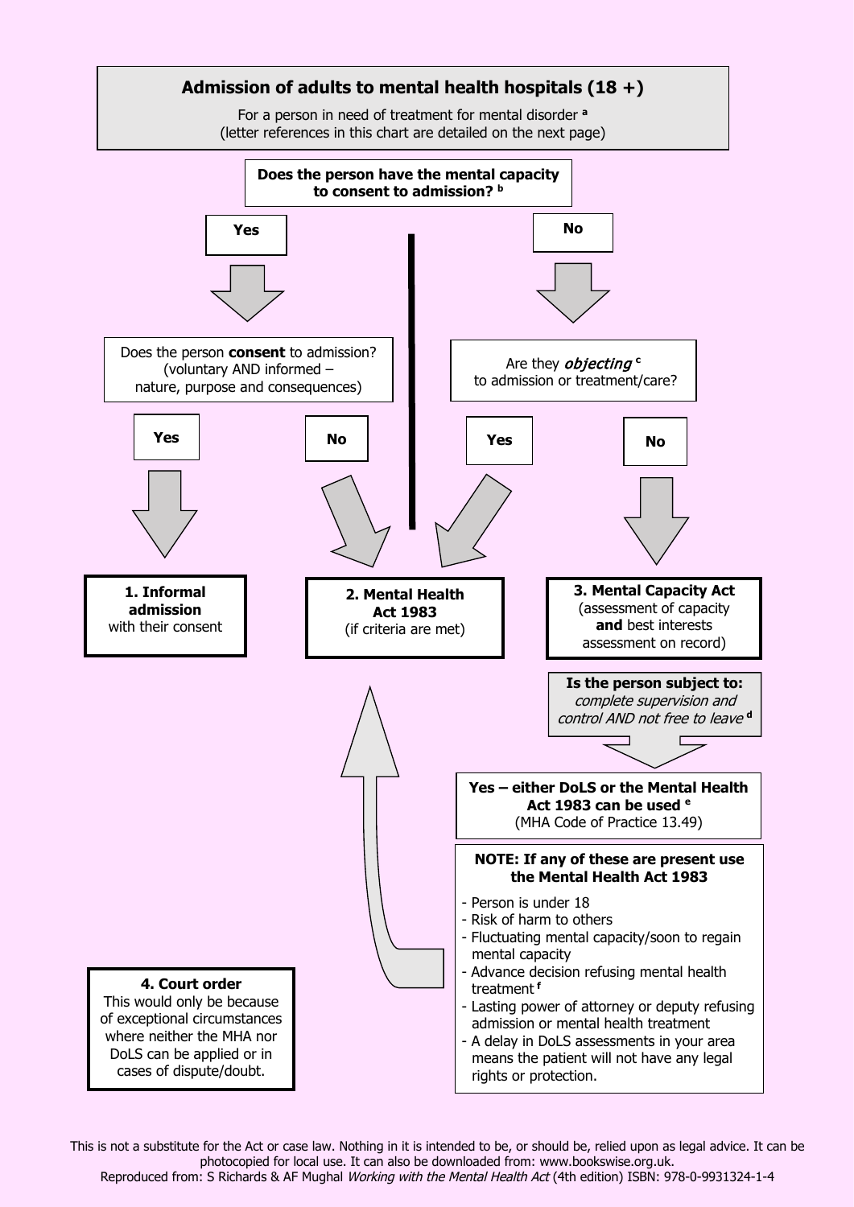# Admission of adults to mental health hospitals (18 +)

For a person in need of treatment for mental disorder [a]
(letter references in this chart are detailed on the next page)

**Does the person have the mental capacity to consent to admission? [b]**

**Yes**

Does the person **consent** to admission? (voluntary AND informed – nature, purpose and consequences)

- **Yes** → **1. Informal admission** with their consent
- **No** → **2. Mental Health Act 1983** (if criteria are met)

**No**

Are they ***objecting*** [c] to admission or treatment/care?

- **Yes** → **2. Mental Health Act 1983** (if criteria are met)
- **No** → **3. Mental Capacity Act** (assessment of capacity **and** best interests assessment on record)

**Is the person subject to:** *complete supervision and control AND not free to leave* [d]

**Yes – either DoLS or the Mental Health Act 1983 can be used [e]** (MHA Code of Practice 13.49)

**NOTE: If any of these are present use the Mental Health Act 1983**

- Person is under 18
- Risk of harm to others
- Fluctuating mental capacity/soon to regain mental capacity
- Advance decision refusing mental health treatment [f]
- Lasting power of attorney or deputy refusing admission or mental health treatment
- A delay in DoLS assessments in your area means the patient will not have any legal rights or protection.

→ **2. Mental Health Act 1983**

**4. Court order**
This would only be because of exceptional circumstances where neither the MHA nor DoLS can be applied or in cases of dispute/doubt.

This is not a substitute for the Act or case law. Nothing in it is intended to be, or should be, relied upon as legal advice. It can be photocopied for local use. It can also be downloaded from: www.bookswise.org.uk.
Reproduced from: S Richards & AF Mughal *Working with the Mental Health Act* (4th edition) ISBN: 978-0-9931324-1-4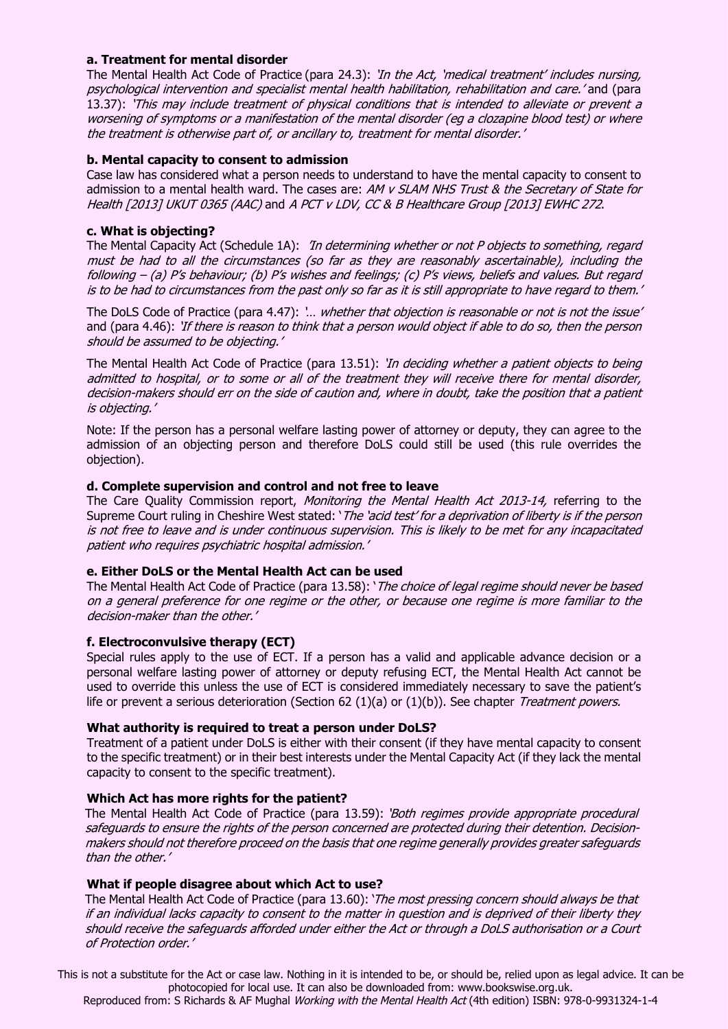#### a. Treatment for mental disorder

The Mental Health Act Code of Practice (para 24.3): *'In the Act, 'medical treatment' includes nursing, psychological intervention and specialist mental health habilitation, rehabilitation and care.'* and (para 13.37): *'This may include treatment of physical conditions that is intended to alleviate or prevent a worsening of symptoms or a manifestation of the mental disorder (eg a clozapine blood test) or where the treatment is otherwise part of, or ancillary to, treatment for mental disorder.'*

#### b. Mental capacity to consent to admission

Case law has considered what a person needs to understand to have the mental capacity to consent to admission to a mental health ward. The cases are: *AM v SLAM NHS Trust & the Secretary of State for Health [2013] UKUT 0365 (AAC)* and *A PCT v LDV, CC & B Healthcare Group [2013] EWHC 272*.

#### c. What is objecting?

The Mental Capacity Act (Schedule 1A): *'In determining whether or not P objects to something, regard must be had to all the circumstances (so far as they are reasonably ascertainable), including the following – (a) P's behaviour; (b) P's wishes and feelings; (c) P's views, beliefs and values. But regard is to be had to circumstances from the past only so far as it is still appropriate to have regard to them.'*

The DoLS Code of Practice (para 4.47): *'… whether that objection is reasonable or not is not the issue'* and (para 4.46): *'If there is reason to think that a person would object if able to do so, then the person should be assumed to be objecting.'*

The Mental Health Act Code of Practice (para 13.51): *'In deciding whether a patient objects to being admitted to hospital, or to some or all of the treatment they will receive there for mental disorder, decision-makers should err on the side of caution and, where in doubt, take the position that a patient is objecting.'*

Note: If the person has a personal welfare lasting power of attorney or deputy, they can agree to the admission of an objecting person and therefore DoLS could still be used (this rule overrides the objection).

#### d. Complete supervision and control and not free to leave

The Care Quality Commission report, *Monitoring the Mental Health Act 2013-14,* referring to the Supreme Court ruling in Cheshire West stated: '*The 'acid test' for a deprivation of liberty is if the person is not free to leave and is under continuous supervision. This is likely to be met for any incapacitated patient who requires psychiatric hospital admission.'*

#### e. Either DoLS or the Mental Health Act can be used

The Mental Health Act Code of Practice (para 13.58): '*The choice of legal regime should never be based on a general preference for one regime or the other, or because one regime is more familiar to the decision-maker than the other.'*

#### f. Electroconvulsive therapy (ECT)

Special rules apply to the use of ECT. If a person has a valid and applicable advance decision or a personal welfare lasting power of attorney or deputy refusing ECT, the Mental Health Act cannot be used to override this unless the use of ECT is considered immediately necessary to save the patient's life or prevent a serious deterioration (Section 62 (1)(a) or (1)(b)). See chapter *Treatment powers.*

#### What authority is required to treat a person under DoLS?

Treatment of a patient under DoLS is either with their consent (if they have mental capacity to consent to the specific treatment) or in their best interests under the Mental Capacity Act (if they lack the mental capacity to consent to the specific treatment).

#### Which Act has more rights for the patient?

The Mental Health Act Code of Practice (para 13.59): *'Both regimes provide appropriate procedural safeguards to ensure the rights of the person concerned are protected during their detention. Decision-makers should not therefore proceed on the basis that one regime generally provides greater safeguards than the other.'*

#### What if people disagree about which Act to use?

The Mental Health Act Code of Practice (para 13.60): '*The most pressing concern should always be that if an individual lacks capacity to consent to the matter in question and is deprived of their liberty they should receive the safeguards afforded under either the Act or through a DoLS authorisation or a Court of Protection order.'*

This is not a substitute for the Act or case law. Nothing in it is intended to be, or should be, relied upon as legal advice. It can be photocopied for local use. It can also be downloaded from: www.bookswise.org.uk.
Reproduced from: S Richards & AF Mughal *Working with the Mental Health Act* (4th edition) ISBN: 978-0-9931324-1-4